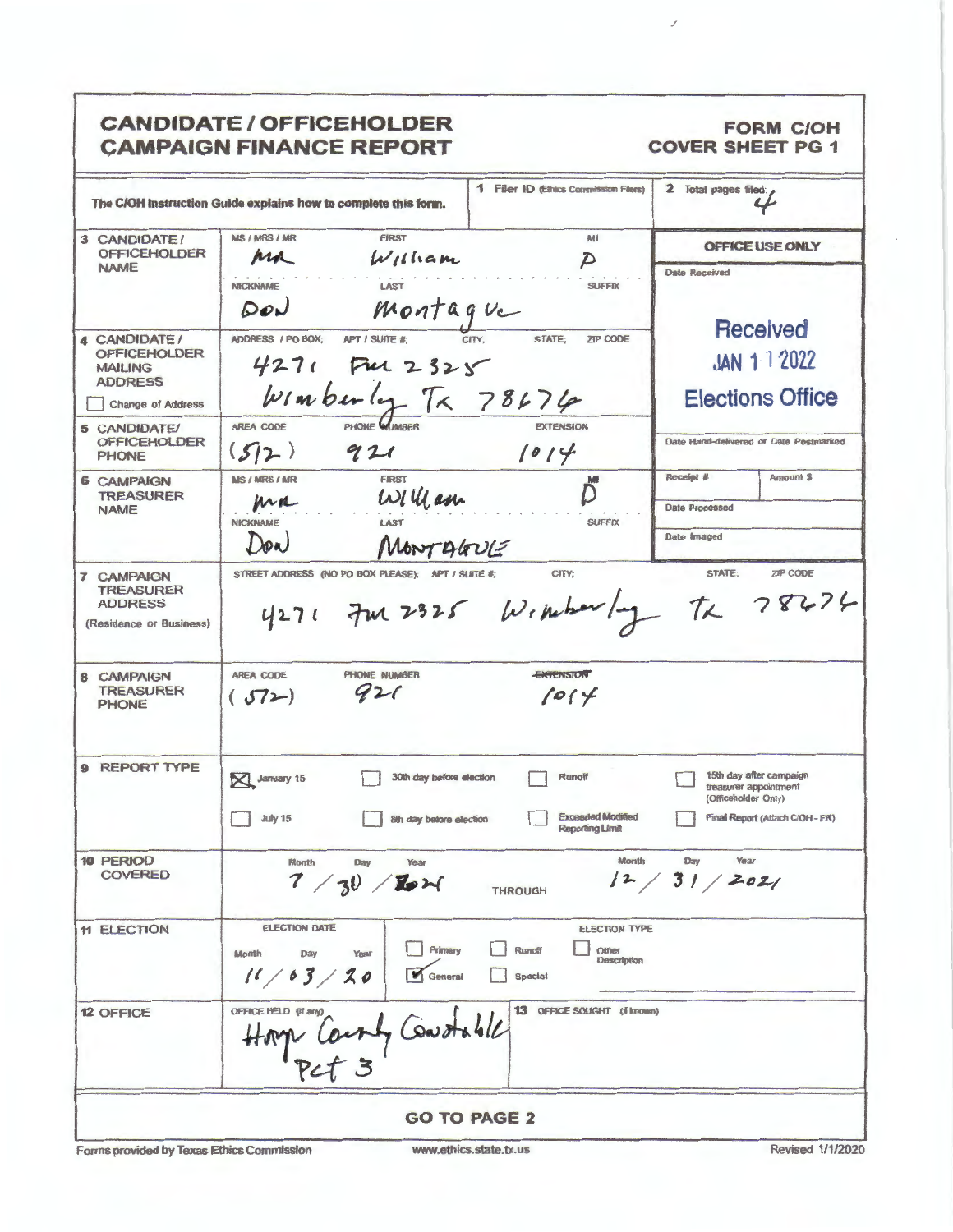# CANDIDATE / OFFICEHOLDER CAMPAIGN FINANCE REPORT

**FORM C/OH COVER SHEET PG 1**

The C/OH Instruction Guide explains how to complete this form.

**1** Filer ID (Ethics Commission Filers):

**2** Total pages filed: 4

| | | |
|---|---|---|
| **3 CANDIDATE / OFFICEHOLDER NAME** | MS / MRS / MR: Mr; FIRST: William; MI: P; NICKNAME: Don; LAST: Montague; SUFFIX: | **OFFICE USE ONLY** Date Received: Received JAN 11 2022 Elections Office |
| **4 CANDIDATE / OFFICEHOLDER MAILING ADDRESS** ☐ Change of Address | ADDRESS / PO BOX; APT / SUITE #; CITY; STATE; ZIP CODE: 4271 FM 2325 Wimberly Tx 78676 | |
| **5 CANDIDATE/ OFFICEHOLDER PHONE** | AREA CODE: (512) PHONE NUMBER: 921 EXTENSION: 1014 | Date Hand-delivered or Date Postmarked |
| **6 CAMPAIGN TREASURER NAME** | MS / MRS / MR: Mr; FIRST: William; MI: D; NICKNAME: Don; LAST: MONTAGUE; SUFFIX: | Receipt #; Amount $; Date Processed; Date Imaged |
| **7 CAMPAIGN TREASURER ADDRESS** (Residence or Business) | STREET ADDRESS (NO PO BOX PLEASE); APT / SUITE #; CITY; STATE; ZIP CODE: 4271 FM 2325 Wimberly Tx 78676 | |
| **8 CAMPAIGN TREASURER PHONE** | AREA CODE: (512) PHONE NUMBER: 921 EXTENSION: 1014 | |

**9 REPORT TYPE**

- ☒ January 15
- ☐ July 15
- ☐ 30th day before election
- ☐ 8th day before election
- ☐ Runoff
- ☐ Exceeded Modified Reporting Limit
- ☐ 15th day after campaign treasurer appointment (Officeholder Only)
- ☐ Final Report (Attach C/OH - FR)

**10 PERIOD COVERED**

Month / Day / Year: 7 / 30 / 2021 THROUGH Month / Day / Year: 12 / 31 / 2021

**11 ELECTION**

ELECTION DATE (Month / Day / Year): 11 / 03 / 20

ELECTION TYPE: ☐ Primary ☐ Runoff ☐ Other Description ☒ General ☐ Special

**12 OFFICE**

OFFICE HELD (if any): Hays County Constable Pct 3

**13** OFFICE SOUGHT (if known):

**GO TO PAGE 2**

Forms provided by Texas Ethics Commission www.ethics.state.tx.us Revised 1/1/2020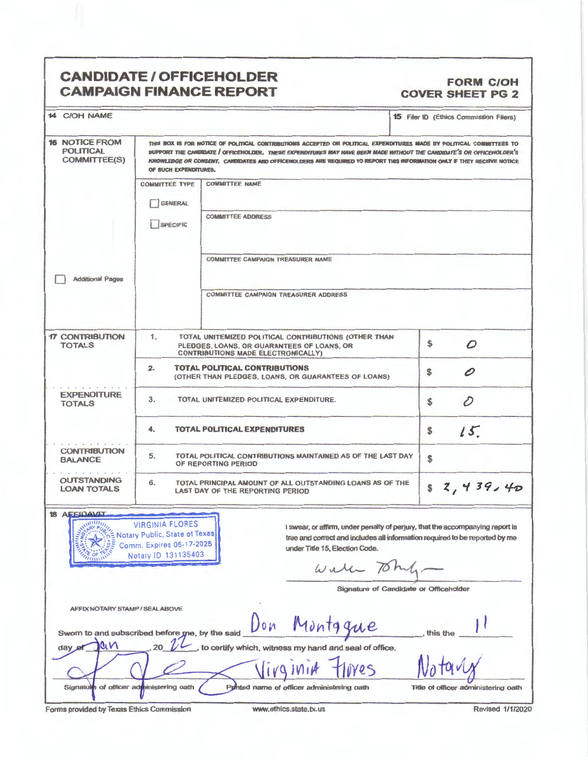# CANDIDATE / OFFICEHOLDER CAMPAIGN FINANCE REPORT

**FORM C/OH COVER SHEET PG 2**

| 14 C/OH NAME | 15 Filer ID (Ethics Commission Filers) |
|---|---|
| | |

**16 NOTICE FROM POLITICAL COMMITTEE(S)**

THIS BOX IS FOR NOTICE OF POLITICAL CONTRIBUTIONS ACCEPTED OR POLITICAL EXPENDITURES MADE BY POLITICAL COMMITTEES TO SUPPORT THE CANDIDATE / OFFICEHOLDER. *THESE EXPENDITURES MAY HAVE BEEN MADE WITHOUT THE CANDIDATE'S OR OFFICEHOLDER'S KNOWLEDGE OR CONSENT.* CANDIDATES AND OFFICEHOLDERS ARE REQUIRED TO REPORT THIS INFORMATION ONLY IF THEY RECEIVE NOTICE OF SUCH EXPENDITURES.

| COMMITTEE TYPE | |
|---|---|
| ☐ GENERAL | COMMITTEE NAME |
| ☐ SPECIFIC | COMMITTEE ADDRESS |
| | COMMITTEE CAMPAIGN TREASURER NAME |
| | COMMITTEE CAMPAIGN TREASURER ADDRESS |

☐ Additional Pages

| | | | |
|---|---|---|---|
| **17 CONTRIBUTION TOTALS** | 1. | TOTAL UNITEMIZED POLITICAL CONTRIBUTIONS (OTHER THAN PLEDGES, LOANS, OR GUARANTEES OF LOANS, OR CONTRIBUTIONS MADE ELECTRONICALLY) | $ 0 |
| | 2. | **TOTAL POLITICAL CONTRIBUTIONS** (OTHER THAN PLEDGES, LOANS, OR GUARANTEES OF LOANS) | $ 0 |
| **EXPENDITURE TOTALS** | 3. | TOTAL UNITEMIZED POLITICAL EXPENDITURE. | $ 0 |
| | 4. | **TOTAL POLITICAL EXPENDITURES** | $ 15. |
| **CONTRIBUTION BALANCE** | 5. | TOTAL POLITICAL CONTRIBUTIONS MAINTAINED AS OF THE LAST DAY OF REPORTING PERIOD | $ |
| **OUTSTANDING LOAN TOTALS** | 6. | TOTAL PRINCIPAL AMOUNT OF ALL OUTSTANDING LOANS AS OF THE LAST DAY OF THE REPORTING PERIOD | $ 2,439.40 |

**18 AFFIDAVIT**

VIRGINIA FLORES
Notary Public, State of Texas
Comm. Expires 05-17-2025
Notary ID 131135403

I swear, or affirm, under penalty of perjury, that the accompanying report is true and correct and includes all information required to be reported by me under Title 15, Election Code.

[Signature]

Signature of Candidate or Officeholder

AFFIX NOTARY STAMP / SEAL ABOVE

Sworn to and subscribed before me, by the said Don Montague, this the 11 day of Jan, 20 22, to certify which, witness my hand and seal of office.

| [Signature] | Virginia Flores | Notary |
|---|---|---|
| Signature of officer administering oath | Printed name of officer administering oath | Title of officer administering oath |

Forms provided by Texas Ethics Commission | www.ethics.state.tx.us | Revised 1/1/2020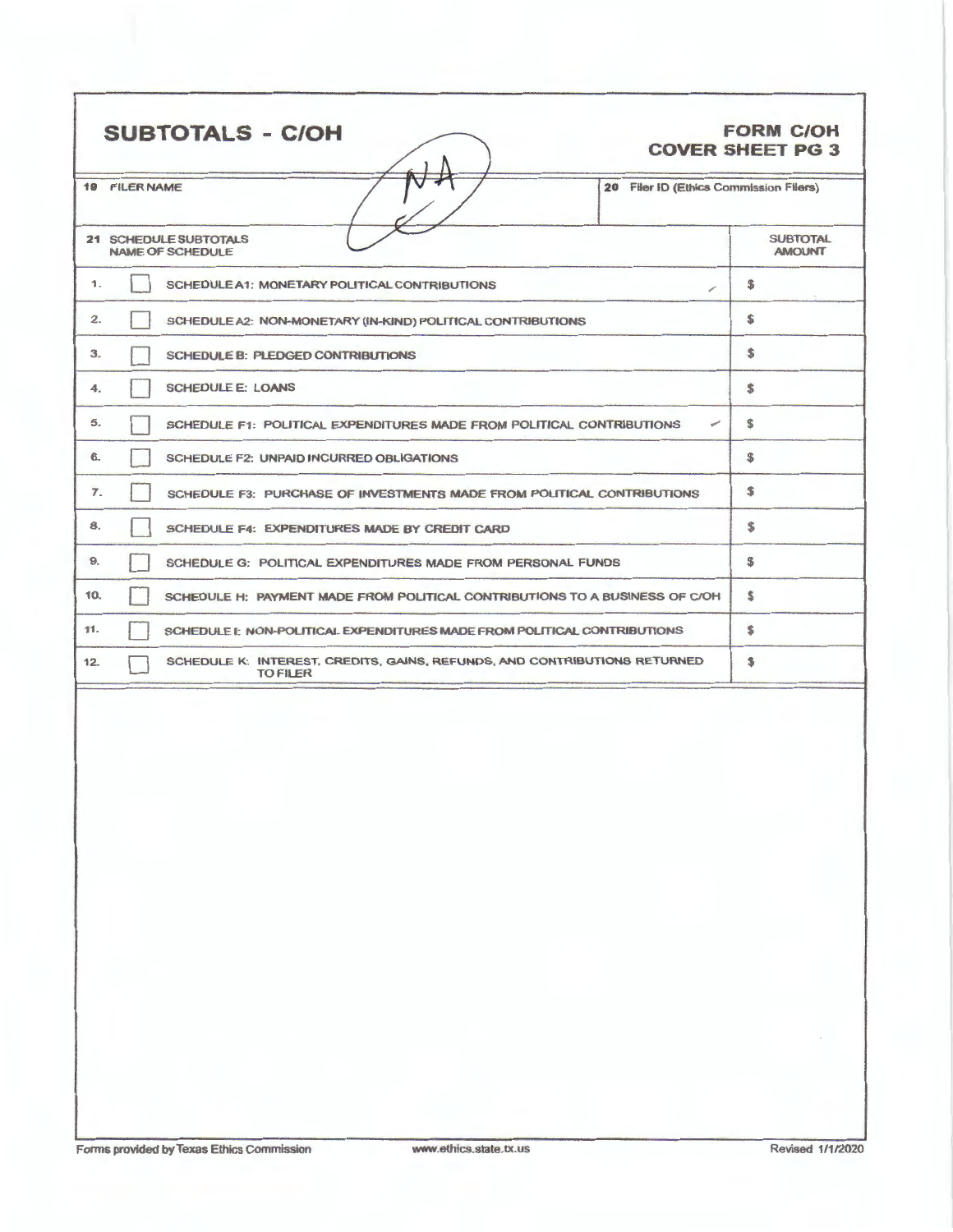# SUBTOTALS - C/OH

**FORM C/OH**
**COVER SHEET PG 3**

NA

| 19 FILER NAME | 20 Filer ID (Ethics Commission Filers) |
|---|---|
| | |

| | 21 SCHEDULE SUBTOTALS NAME OF SCHEDULE | SUBTOTAL AMOUNT |
|---|---|---|
| 1. | ☐ SCHEDULE A1: MONETARY POLITICAL CONTRIBUTIONS | $ |
| 2. | ☐ SCHEDULE A2: NON-MONETARY (IN-KIND) POLITICAL CONTRIBUTIONS | $ |
| 3. | ☐ SCHEDULE B: PLEDGED CONTRIBUTIONS | $ |
| 4. | ☐ SCHEDULE E: LOANS | $ |
| 5. | ☐ SCHEDULE F1: POLITICAL EXPENDITURES MADE FROM POLITICAL CONTRIBUTIONS | $ |
| 6. | ☐ SCHEDULE F2: UNPAID INCURRED OBLIGATIONS | $ |
| 7. | ☐ SCHEDULE F3: PURCHASE OF INVESTMENTS MADE FROM POLITICAL CONTRIBUTIONS | $ |
| 8. | ☐ SCHEDULE F4: EXPENDITURES MADE BY CREDIT CARD | $ |
| 9. | ☐ SCHEDULE G: POLITICAL EXPENDITURES MADE FROM PERSONAL FUNDS | $ |
| 10. | ☐ SCHEDULE H: PAYMENT MADE FROM POLITICAL CONTRIBUTIONS TO A BUSINESS OF C/OH | $ |
| 11. | ☐ SCHEDULE I: NON-POLITICAL EXPENDITURES MADE FROM POLITICAL CONTRIBUTIONS | $ |
| 12. | ☐ SCHEDULE K: INTEREST, CREDITS, GAINS, REFUNDS, AND CONTRIBUTIONS RETURNED TO FILER | $ |

Forms provided by Texas Ethics Commission    www.ethics.state.tx.us    Revised 1/1/2020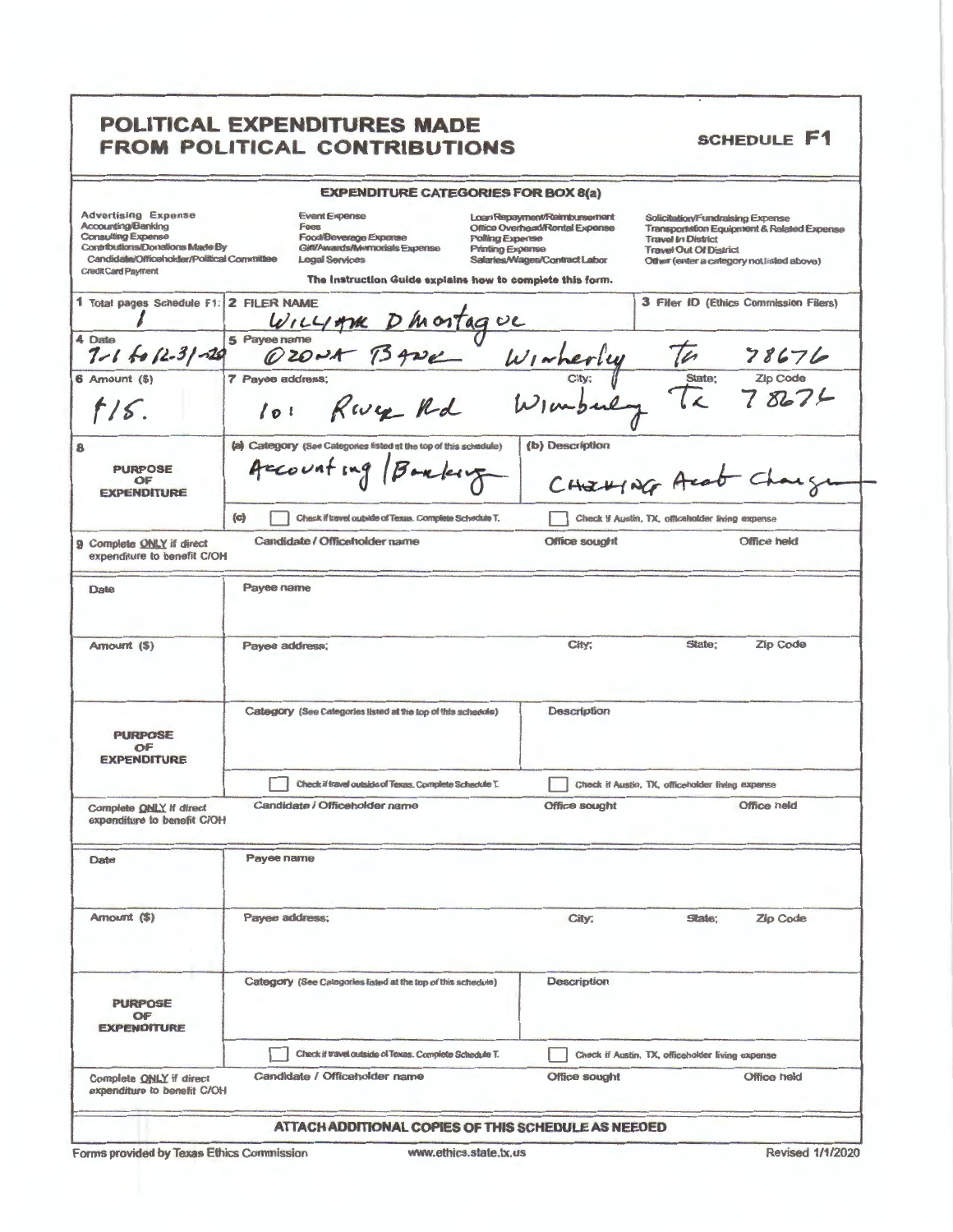# POLITICAL EXPENDITURES MADE FROM POLITICAL CONTRIBUTIONS

**SCHEDULE F1**

## EXPENDITURE CATEGORIES FOR BOX 8(a)

| | | | |
|---|---|---|---|
| **Advertising Expense** | Event Expense | Loan Repayment/Reimbursement | Solicitation/Fundraising Expense |
| Accounting/Banking | Fees | Office Overhead/Rental Expense | Transportation Equipment & Related Expense |
| Consulting Expense | Food/Beverage Expense | Polling Expense | Travel In District |
| Contributions/Donations Made By Candidate/Officeholder/Political Committee | Gift/Awards/Memorials Expense | Printing Expense | Travel Out Of District |
| Credit Card Payment | Legal Services | Salaries/Wages/Contract Labor | Other (enter a category not listed above) |

The Instruction Guide explains how to complete this form.

| | | | | |
|---|---|---|---|---|
| **1** Total pages Schedule F1: 1 | **2** FILER NAME William D Montague | | **3** Filer ID (Ethics Commission Filers) | |
| **4** Date 7-1 to 12-31-20 | **5** Payee name Ozona Bank Wimberley Tx 78676 | | | |
| **6** Amount ($) $15. | **7** Payee address; 101 River Rd | City; Wimberley | State; Tx | Zip Code 78676 |
| **8** PURPOSE OF EXPENDITURE | (a) Category (See Categories listed at the top of this schedule) Accounting/Banking | (b) Description Checking Acct Charge | | |
| | (c) ☐ Check if travel outside of Texas. Complete Schedule T. | ☐ Check if Austin, TX, officeholder living expense | | |
| **9** Complete ONLY if direct expenditure to benefit C/OH | Candidate / Officeholder name | Office sought | Office held | |

| | | | | |
|---|---|---|---|---|
| Date | Payee name | | | |
| Amount ($) | Payee address; | City; | State; | Zip Code |
| PURPOSE OF EXPENDITURE | Category (See Categories listed at the top of this schedule) | Description | | |
| | ☐ Check if travel outside of Texas. Complete Schedule T. | ☐ Check if Austin, TX, officeholder living expense | | |
| Complete ONLY if direct expenditure to benefit C/OH | Candidate / Officeholder name | Office sought | Office held | |

| | | | | |
|---|---|---|---|---|
| Date | Payee name | | | |
| Amount ($) | Payee address; | City; | State; | Zip Code |
| PURPOSE OF EXPENDITURE | Category (See Categories listed at the top of this schedule) | Description | | |
| | ☐ Check if travel outside of Texas. Complete Schedule T. | ☐ Check if Austin, TX, officeholder living expense | | |
| Complete ONLY if direct expenditure to benefit C/OH | Candidate / Officeholder name | Office sought | Office held | |

**ATTACH ADDITIONAL COPIES OF THIS SCHEDULE AS NEEDED**

Forms provided by Texas Ethics Commission www.ethics.state.tx.us Revised 1/1/2020